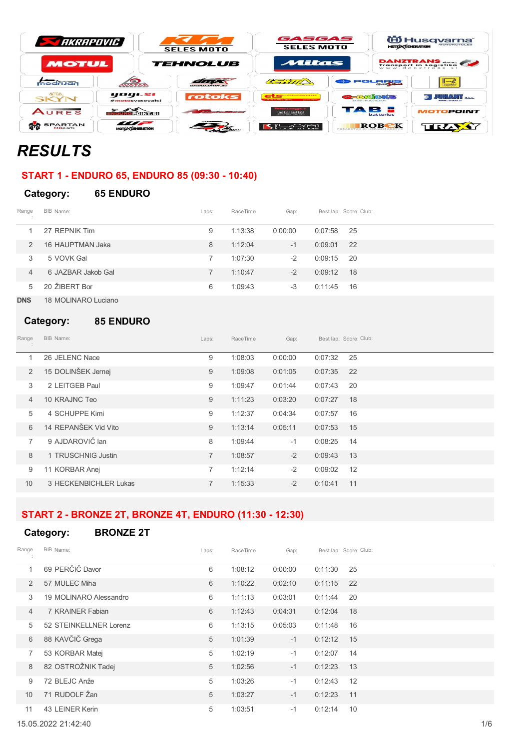# RESULTS

## START 1 - ENDURO 65, ENDURO 85 (09:30 - 10:40)

### Category: 65 ENDURO

| Range | BIB | Name: | Laps: | RaceTime | Gap: | Best lap: | Score: | Club: |
|---|---|---|---|---|---|---|---|---|
| 1 | 27 | REPNIK Tim | 9 | 1:13:38 | 0:00:00 | 0:07:58 | 25 | |
| 2 | 16 | HAUPTMAN Jaka | 8 | 1:12:04 | -1 | 0:09:01 | 22 | |
| 3 | 5 | VOVK Gal | 7 | 1:07:30 | -2 | 0:09:15 | 20 | |
| 4 | 6 | JAZBAR Jakob Gal | 7 | 1:10:47 | -2 | 0:09:12 | 18 | |
| 5 | 20 | ŽIBERT Bor | 6 | 1:09:43 | -3 | 0:11:45 | 16 | |
| DNS | 18 | MOLINARO Luciano | | | | | | |

### Category: 85 ENDURO

| Range | BIB | Name: | Laps: | RaceTime | Gap: | Best lap: | Score: | Club: |
|---|---|---|---|---|---|---|---|---|
| 1 | 26 | JELENC Nace | 9 | 1:08:03 | 0:00:00 | 0:07:32 | 25 | |
| 2 | 15 | DOLINŠEK Jernej | 9 | 1:09:08 | 0:01:05 | 0:07:35 | 22 | |
| 3 | 2 | LEITGEB Paul | 9 | 1:09:47 | 0:01:44 | 0:07:43 | 20 | |
| 4 | 10 | KRAJNC Teo | 9 | 1:11:23 | 0:03:20 | 0:07:27 | 18 | |
| 5 | 4 | SCHUPPE Kimi | 9 | 1:12:37 | 0:04:34 | 0:07:57 | 16 | |
| 6 | 14 | REPANŠEK Vid Vito | 9 | 1:13:14 | 0:05:11 | 0:07:53 | 15 | |
| 7 | 9 | AJDAROVIČ Ian | 8 | 1:09:44 | -1 | 0:08:25 | 14 | |
| 8 | 1 | TRUSCHNIG Justin | 7 | 1:08:57 | -2 | 0:09:43 | 13 | |
| 9 | 11 | KORBAR Anej | 7 | 1:12:14 | -2 | 0:09:02 | 12 | |
| 10 | 3 | HECKENBICHLER Lukas | 7 | 1:15:33 | -2 | 0:10:41 | 11 | |

## START 2 - BRONZE 2T, BRONZE 4T, ENDURO (11:30 - 12:30)

### Category: BRONZE 2T

| Range | BIB | Name: | Laps: | RaceTime | Gap: | Best lap: | Score: | Club: |
|---|---|---|---|---|---|---|---|---|
| 1 | 69 | PERČIČ Davor | 6 | 1:08:12 | 0:00:00 | 0:11:30 | 25 | |
| 2 | 57 | MULEC Miha | 6 | 1:10:22 | 0:02:10 | 0:11:15 | 22 | |
| 3 | 19 | MOLINARO Alessandro | 6 | 1:11:13 | 0:03:01 | 0:11:44 | 20 | |
| 4 | 7 | KRAINER Fabian | 6 | 1:12:43 | 0:04:31 | 0:12:04 | 18 | |
| 5 | 52 | STEINKELLNER Lorenz | 6 | 1:13:15 | 0:05:03 | 0:11:48 | 16 | |
| 6 | 88 | KAVČIČ Grega | 5 | 1:01:39 | -1 | 0:12:12 | 15 | |
| 7 | 53 | KORBAR Matej | 5 | 1:02:19 | -1 | 0:12:07 | 14 | |
| 8 | 82 | OSTROŽNIK Tadej | 5 | 1:02:56 | -1 | 0:12:23 | 13 | |
| 9 | 72 | BLEJC Anže | 5 | 1:03:26 | -1 | 0:12:43 | 12 | |
| 10 | 71 | RUDOLF Žan | 5 | 1:03:27 | -1 | 0:12:23 | 11 | |
| 11 | 43 | LEINER Kerin | 5 | 1:03:51 | -1 | 0:12:14 | 10 | |

15.05.2022 21:42:40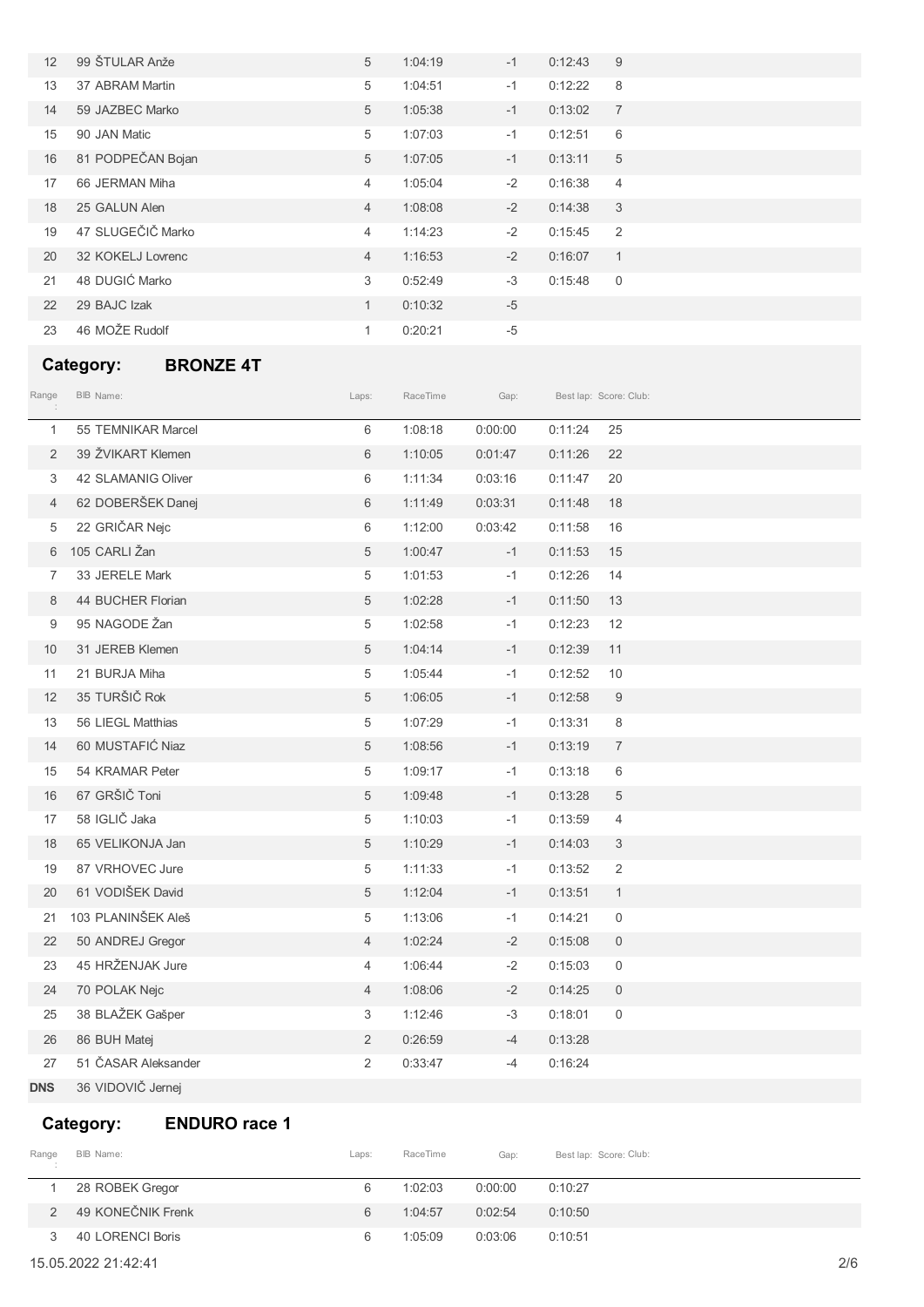| Range | BIB | Name | Laps | RaceTime | Gap | Best lap | Score | Club |
|---|---|---|---|---|---|---|---|---|
| 12 | 99 | ŠTULAR Anže | 5 | 1:04:19 | -1 | 0:12:43 | 9 | |
| 13 | 37 | ABRAM Martin | 5 | 1:04:51 | -1 | 0:12:22 | 8 | |
| 14 | 59 | JAZBEC Marko | 5 | 1:05:38 | -1 | 0:13:02 | 7 | |
| 15 | 90 | JAN Matic | 5 | 1:07:03 | -1 | 0:12:51 | 6 | |
| 16 | 81 | PODPEČAN Bojan | 5 | 1:07:05 | -1 | 0:13:11 | 5 | |
| 17 | 66 | JERMAN Miha | 4 | 1:05:04 | -2 | 0:16:38 | 4 | |
| 18 | 25 | GALUN Alen | 4 | 1:08:08 | -2 | 0:14:38 | 3 | |
| 19 | 47 | SLUGEČIČ Marko | 4 | 1:14:23 | -2 | 0:15:45 | 2 | |
| 20 | 32 | KOKELJ Lovrenc | 4 | 1:16:53 | -2 | 0:16:07 | 1 | |
| 21 | 48 | DUGIĆ Marko | 3 | 0:52:49 | -3 | 0:15:48 | 0 | |
| 22 | 29 | BAJC Izak | 1 | 0:10:32 | -5 | | | |
| 23 | 46 | MOŽE Rudolf | 1 | 0:20:21 | -5 | | | |

## Category: BRONZE 4T

| Range | BIB | Name | Laps | RaceTime | Gap | Best lap | Score | Club |
|---|---|---|---|---|---|---|---|---|
| 1 | 55 | TEMNIKAR Marcel | 6 | 1:08:18 | 0:00:00 | 0:11:24 | 25 | |
| 2 | 39 | ŽVIKART Klemen | 6 | 1:10:05 | 0:01:47 | 0:11:26 | 22 | |
| 3 | 42 | SLAMANIG Oliver | 6 | 1:11:34 | 0:03:16 | 0:11:47 | 20 | |
| 4 | 62 | DOBERŠEK Danej | 6 | 1:11:49 | 0:03:31 | 0:11:48 | 18 | |
| 5 | 22 | GRIČAR Nejc | 6 | 1:12:00 | 0:03:42 | 0:11:58 | 16 | |
| 6 | 105 | CARLI Žan | 5 | 1:00:47 | -1 | 0:11:53 | 15 | |
| 7 | 33 | JERELE Mark | 5 | 1:01:53 | -1 | 0:12:26 | 14 | |
| 8 | 44 | BUCHER Florian | 5 | 1:02:28 | -1 | 0:11:50 | 13 | |
| 9 | 95 | NAGODE Žan | 5 | 1:02:58 | -1 | 0:12:23 | 12 | |
| 10 | 31 | JEREB Klemen | 5 | 1:04:14 | -1 | 0:12:39 | 11 | |
| 11 | 21 | BURJA Miha | 5 | 1:05:44 | -1 | 0:12:52 | 10 | |
| 12 | 35 | TURŠIČ Rok | 5 | 1:06:05 | -1 | 0:12:58 | 9 | |
| 13 | 56 | LIEGL Matthias | 5 | 1:07:29 | -1 | 0:13:31 | 8 | |
| 14 | 60 | MUSTAFIĆ Niaz | 5 | 1:08:56 | -1 | 0:13:19 | 7 | |
| 15 | 54 | KRAMAR Peter | 5 | 1:09:17 | -1 | 0:13:18 | 6 | |
| 16 | 67 | GRŠIČ Toni | 5 | 1:09:48 | -1 | 0:13:28 | 5 | |
| 17 | 58 | IGLIČ Jaka | 5 | 1:10:03 | -1 | 0:13:59 | 4 | |
| 18 | 65 | VELIKONJA Jan | 5 | 1:10:29 | -1 | 0:14:03 | 3 | |
| 19 | 87 | VRHOVEC Jure | 5 | 1:11:33 | -1 | 0:13:52 | 2 | |
| 20 | 61 | VODIŠEK David | 5 | 1:12:04 | -1 | 0:13:51 | 1 | |
| 21 | 103 | PLANINŠEK Aleš | 5 | 1:13:06 | -1 | 0:14:21 | 0 | |
| 22 | 50 | ANDREJ Gregor | 4 | 1:02:24 | -2 | 0:15:08 | 0 | |
| 23 | 45 | HRŽENJAK Jure | 4 | 1:06:44 | -2 | 0:15:03 | 0 | |
| 24 | 70 | POLAK Nejc | 4 | 1:08:06 | -2 | 0:14:25 | 0 | |
| 25 | 38 | BLAŽEK Gašper | 3 | 1:12:46 | -3 | 0:18:01 | 0 | |
| 26 | 86 | BUH Matej | 2 | 0:26:59 | -4 | 0:13:28 | | |
| 27 | 51 | ČASAR Aleksander | 2 | 0:33:47 | -4 | 0:16:24 | | |
| DNS | 36 | VIDOVIČ Jernej | | | | | | |

## Category: ENDURO race 1

| Range | BIB | Name | Laps | RaceTime | Gap | Best lap | Score | Club |
|---|---|---|---|---|---|---|---|---|
| 1 | 28 | ROBEK Gregor | 6 | 1:02:03 | 0:00:00 | 0:10:27 | | |
| 2 | 49 | KONEČNIK Frenk | 6 | 1:04:57 | 0:02:54 | 0:10:50 | | |
| 3 | 40 | LORENCI Boris | 6 | 1:05:09 | 0:03:06 | 0:10:51 | | |

15.05.2022 21:42:41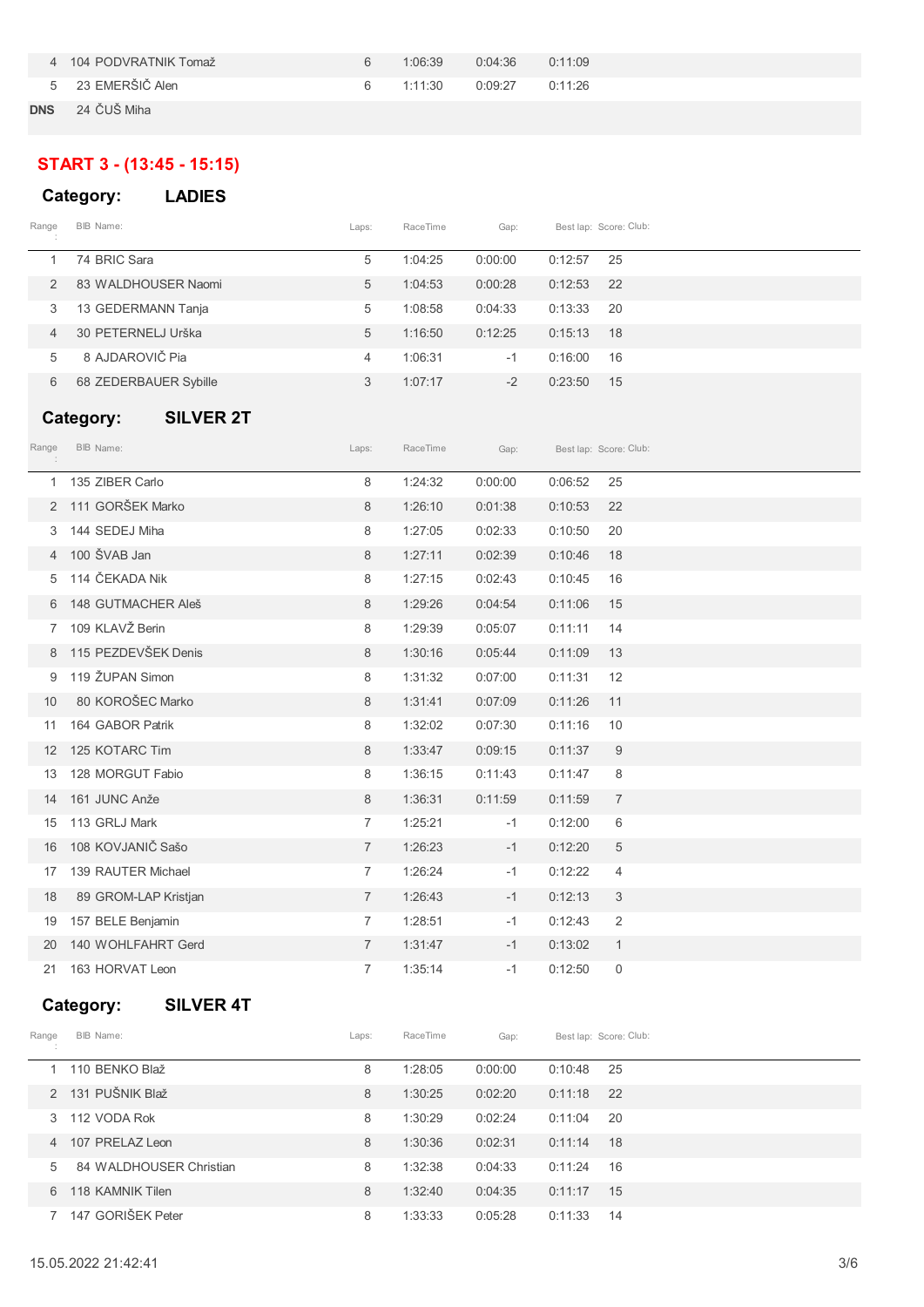| Range | BIB | Name: | Laps: | RaceTime | Gap: | Best lap: | Score: | Club: |
|---|---|---|---|---|---|---|---|---|
| 4 | 104 | PODVRATNIK Tomaž | 6 | 1:06:39 | 0:04:36 | 0:11:09 | | |
| 5 | 23 | EMERŠIČ Alen | 6 | 1:11:30 | 0:09:27 | 0:11:26 | | |
| DNS | 24 | ČUŠ Miha | | | | | | |

## START 3 - (13:45 - 15:15)

### Category: LADIES

| Range: | BIB | Name: | Laps: | RaceTime | Gap: | Best lap: | Score: | Club: |
|---|---|---|---|---|---|---|---|---|
| 1 | 74 | BRIC Sara | 5 | 1:04:25 | 0:00:00 | 0:12:57 | 25 | |
| 2 | 83 | WALDHOUSER Naomi | 5 | 1:04:53 | 0:00:28 | 0:12:53 | 22 | |
| 3 | 13 | GEDERMANN Tanja | 5 | 1:08:58 | 0:04:33 | 0:13:33 | 20 | |
| 4 | 30 | PETERNELJ Urška | 5 | 1:16:50 | 0:12:25 | 0:15:13 | 18 | |
| 5 | 8 | AJDAROVIČ Pia | 4 | 1:06:31 | -1 | 0:16:00 | 16 | |
| 6 | 68 | ZEDERBAUER Sybille | 3 | 1:07:17 | -2 | 0:23:50 | 15 | |

### Category: SILVER 2T

| Range: | BIB | Name: | Laps: | RaceTime | Gap: | Best lap: | Score: | Club: |
|---|---|---|---|---|---|---|---|---|
| 1 | 135 | ZIBER Carlo | 8 | 1:24:32 | 0:00:00 | 0:06:52 | 25 | |
| 2 | 111 | GORŠEK Marko | 8 | 1:26:10 | 0:01:38 | 0:10:53 | 22 | |
| 3 | 144 | SEDEJ Miha | 8 | 1:27:05 | 0:02:33 | 0:10:50 | 20 | |
| 4 | 100 | ŠVAB Jan | 8 | 1:27:11 | 0:02:39 | 0:10:46 | 18 | |
| 5 | 114 | ČEKADA Nik | 8 | 1:27:15 | 0:02:43 | 0:10:45 | 16 | |
| 6 | 148 | GUTMACHER Aleš | 8 | 1:29:26 | 0:04:54 | 0:11:06 | 15 | |
| 7 | 109 | KLAVŽ Berin | 8 | 1:29:39 | 0:05:07 | 0:11:11 | 14 | |
| 8 | 115 | PEZDEVŠEK Denis | 8 | 1:30:16 | 0:05:44 | 0:11:09 | 13 | |
| 9 | 119 | ŽUPAN Simon | 8 | 1:31:32 | 0:07:00 | 0:11:31 | 12 | |
| 10 | 80 | KOROŠEC Marko | 8 | 1:31:41 | 0:07:09 | 0:11:26 | 11 | |
| 11 | 164 | GABOR Patrik | 8 | 1:32:02 | 0:07:30 | 0:11:16 | 10 | |
| 12 | 125 | KOTARC Tim | 8 | 1:33:47 | 0:09:15 | 0:11:37 | 9 | |
| 13 | 128 | MORGUT Fabio | 8 | 1:36:15 | 0:11:43 | 0:11:47 | 8 | |
| 14 | 161 | JUNC Anže | 8 | 1:36:31 | 0:11:59 | 0:11:59 | 7 | |
| 15 | 113 | GRLJ Mark | 7 | 1:25:21 | -1 | 0:12:00 | 6 | |
| 16 | 108 | KOVJANIČ Sašo | 7 | 1:26:23 | -1 | 0:12:20 | 5 | |
| 17 | 139 | RAUTER Michael | 7 | 1:26:24 | -1 | 0:12:22 | 4 | |
| 18 | 89 | GROM-LAP Kristjan | 7 | 1:26:43 | -1 | 0:12:13 | 3 | |
| 19 | 157 | BELE Benjamin | 7 | 1:28:51 | -1 | 0:12:43 | 2 | |
| 20 | 140 | WOHLFAHRT Gerd | 7 | 1:31:47 | -1 | 0:13:02 | 1 | |
| 21 | 163 | HORVAT Leon | 7 | 1:35:14 | -1 | 0:12:50 | 0 | |

### Category: SILVER 4T

| Range: | BIB | Name: | Laps: | RaceTime | Gap: | Best lap: | Score: | Club: |
|---|---|---|---|---|---|---|---|---|
| 1 | 110 | BENKO Blaž | 8 | 1:28:05 | 0:00:00 | 0:10:48 | 25 | |
| 2 | 131 | PUŠNIK Blaž | 8 | 1:30:25 | 0:02:20 | 0:11:18 | 22 | |
| 3 | 112 | VODA Rok | 8 | 1:30:29 | 0:02:24 | 0:11:04 | 20 | |
| 4 | 107 | PRELAZ Leon | 8 | 1:30:36 | 0:02:31 | 0:11:14 | 18 | |
| 5 | 84 | WALDHOUSER Christian | 8 | 1:32:38 | 0:04:33 | 0:11:24 | 16 | |
| 6 | 118 | KAMNIK Tilen | 8 | 1:32:40 | 0:04:35 | 0:11:17 | 15 | |
| 7 | 147 | GORIŠEK Peter | 8 | 1:33:33 | 0:05:28 | 0:11:33 | 14 | |

15.05.2022 21:42:41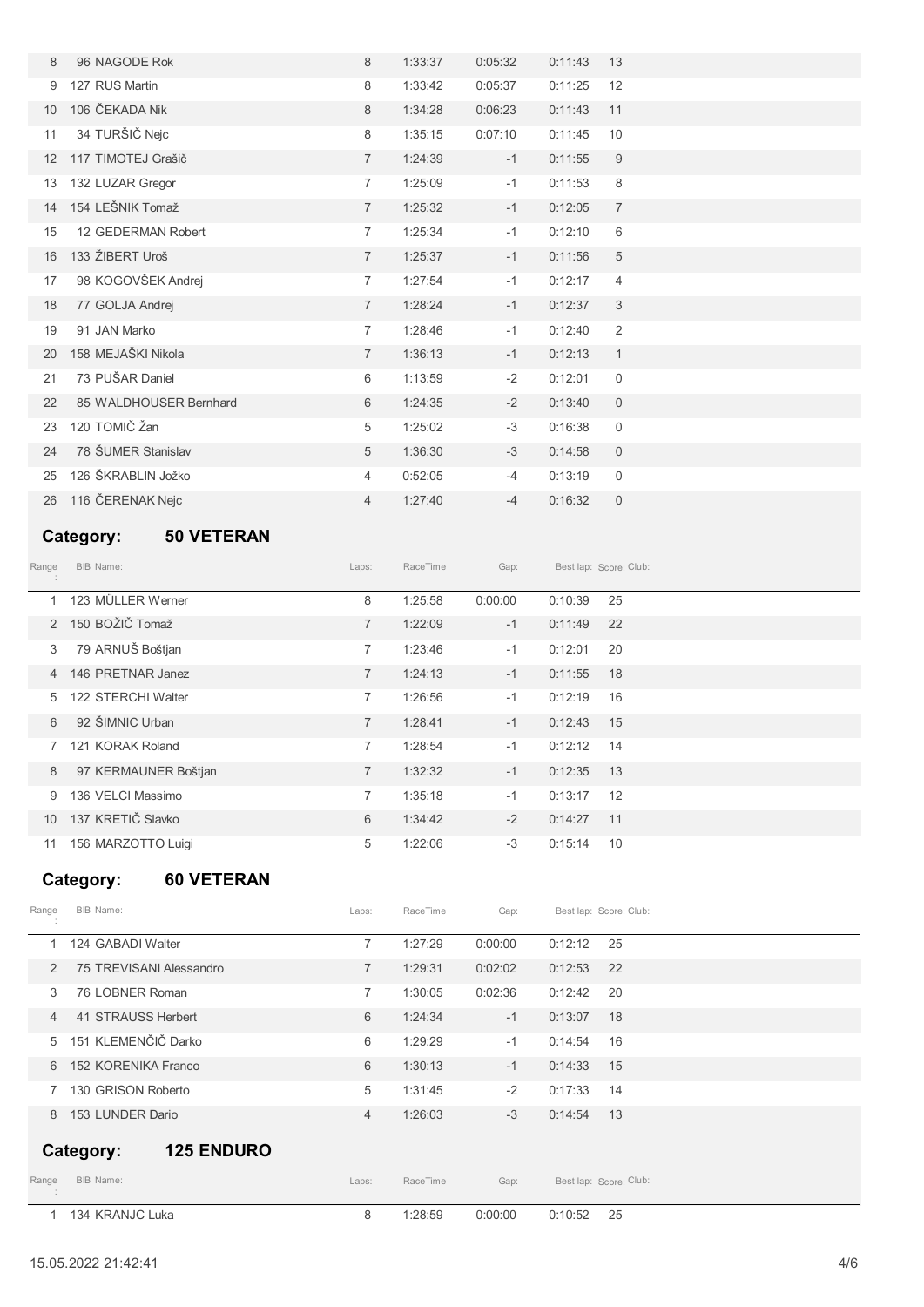| | | | | | | | |
|---|---|---|---|---|---|---|---|
| 8 | 96 NAGODE Rok | 8 | 1:33:37 | 0:05:32 | 0:11:43 | 13 | |
| 9 | 127 RUS Martin | 8 | 1:33:42 | 0:05:37 | 0:11:25 | 12 | |
| 10 | 106 ČEKADA Nik | 8 | 1:34:28 | 0:06:23 | 0:11:43 | 11 | |
| 11 | 34 TURŠIČ Nejc | 8 | 1:35:15 | 0:07:10 | 0:11:45 | 10 | |
| 12 | 117 TIMOTEJ Grašič | 7 | 1:24:39 | -1 | 0:11:55 | 9 | |
| 13 | 132 LUZAR Gregor | 7 | 1:25:09 | -1 | 0:11:53 | 8 | |
| 14 | 154 LEŠNIK Tomaž | 7 | 1:25:32 | -1 | 0:12:05 | 7 | |
| 15 | 12 GEDERMAN Robert | 7 | 1:25:34 | -1 | 0:12:10 | 6 | |
| 16 | 133 ŽIBERT Uroš | 7 | 1:25:37 | -1 | 0:11:56 | 5 | |
| 17 | 98 KOGOVŠEK Andrej | 7 | 1:27:54 | -1 | 0:12:17 | 4 | |
| 18 | 77 GOLJA Andrej | 7 | 1:28:24 | -1 | 0:12:37 | 3 | |
| 19 | 91 JAN Marko | 7 | 1:28:46 | -1 | 0:12:40 | 2 | |
| 20 | 158 MEJAŠKI Nikola | 7 | 1:36:13 | -1 | 0:12:13 | 1 | |
| 21 | 73 PUŠAR Daniel | 6 | 1:13:59 | -2 | 0:12:01 | 0 | |
| 22 | 85 WALDHOUSER Bernhard | 6 | 1:24:35 | -2 | 0:13:40 | 0 | |
| 23 | 120 TOMIČ Žan | 5 | 1:25:02 | -3 | 0:16:38 | 0 | |
| 24 | 78 ŠUMER Stanislav | 5 | 1:36:30 | -3 | 0:14:58 | 0 | |
| 25 | 126 ŠKRABLIN Jožko | 4 | 0:52:05 | -4 | 0:13:19 | 0 | |
| 26 | 116 ČERENAK Nejc | 4 | 1:27:40 | -4 | 0:16:32 | 0 | |

## Category: 50 VETERAN

| Range: | BIB Name: | Laps: | RaceTime | Gap: | Best lap: | Score: | Club: |
|---|---|---|---|---|---|---|---|
| 1 | 123 MÜLLER Werner | 8 | 1:25:58 | 0:00:00 | 0:10:39 | 25 | |
| 2 | 150 BOŽIČ Tomaž | 7 | 1:22:09 | -1 | 0:11:49 | 22 | |
| 3 | 79 ARNUŠ Boštjan | 7 | 1:23:46 | -1 | 0:12:01 | 20 | |
| 4 | 146 PRETNAR Janez | 7 | 1:24:13 | -1 | 0:11:55 | 18 | |
| 5 | 122 STERCHI Walter | 7 | 1:26:56 | -1 | 0:12:19 | 16 | |
| 6 | 92 ŠIMNIC Urban | 7 | 1:28:41 | -1 | 0:12:43 | 15 | |
| 7 | 121 KORAK Roland | 7 | 1:28:54 | -1 | 0:12:12 | 14 | |
| 8 | 97 KERMAUNER Boštjan | 7 | 1:32:32 | -1 | 0:12:35 | 13 | |
| 9 | 136 VELCI Massimo | 7 | 1:35:18 | -1 | 0:13:17 | 12 | |
| 10 | 137 KRETIČ Slavko | 6 | 1:34:42 | -2 | 0:14:27 | 11 | |
| 11 | 156 MARZOTTO Luigi | 5 | 1:22:06 | -3 | 0:15:14 | 10 | |

## Category: 60 VETERAN

| Range: | BIB Name: | Laps: | RaceTime | Gap: | Best lap: | Score: | Club: |
|---|---|---|---|---|---|---|---|
| 1 | 124 GABADI Walter | 7 | 1:27:29 | 0:00:00 | 0:12:12 | 25 | |
| 2 | 75 TREVISANI Alessandro | 7 | 1:29:31 | 0:02:02 | 0:12:53 | 22 | |
| 3 | 76 LOBNER Roman | 7 | 1:30:05 | 0:02:36 | 0:12:42 | 20 | |
| 4 | 41 STRAUSS Herbert | 6 | 1:24:34 | -1 | 0:13:07 | 18 | |
| 5 | 151 KLEMENČIČ Darko | 6 | 1:29:29 | -1 | 0:14:54 | 16 | |
| 6 | 152 KORENIKA Franco | 6 | 1:30:13 | -1 | 0:14:33 | 15 | |
| 7 | 130 GRISON Roberto | 5 | 1:31:45 | -2 | 0:17:33 | 14 | |
| 8 | 153 LUNDER Dario | 4 | 1:26:03 | -3 | 0:14:54 | 13 | |

## Category: 125 ENDURO

| Range: | BIB Name: | Laps: | RaceTime | Gap: | Best lap: | Score: | Club: |
|---|---|---|---|---|---|---|---|
| 1 | 134 KRANJC Luka | 8 | 1:28:59 | 0:00:00 | 0:10:52 | 25 | |

15.05.2022 21:42:41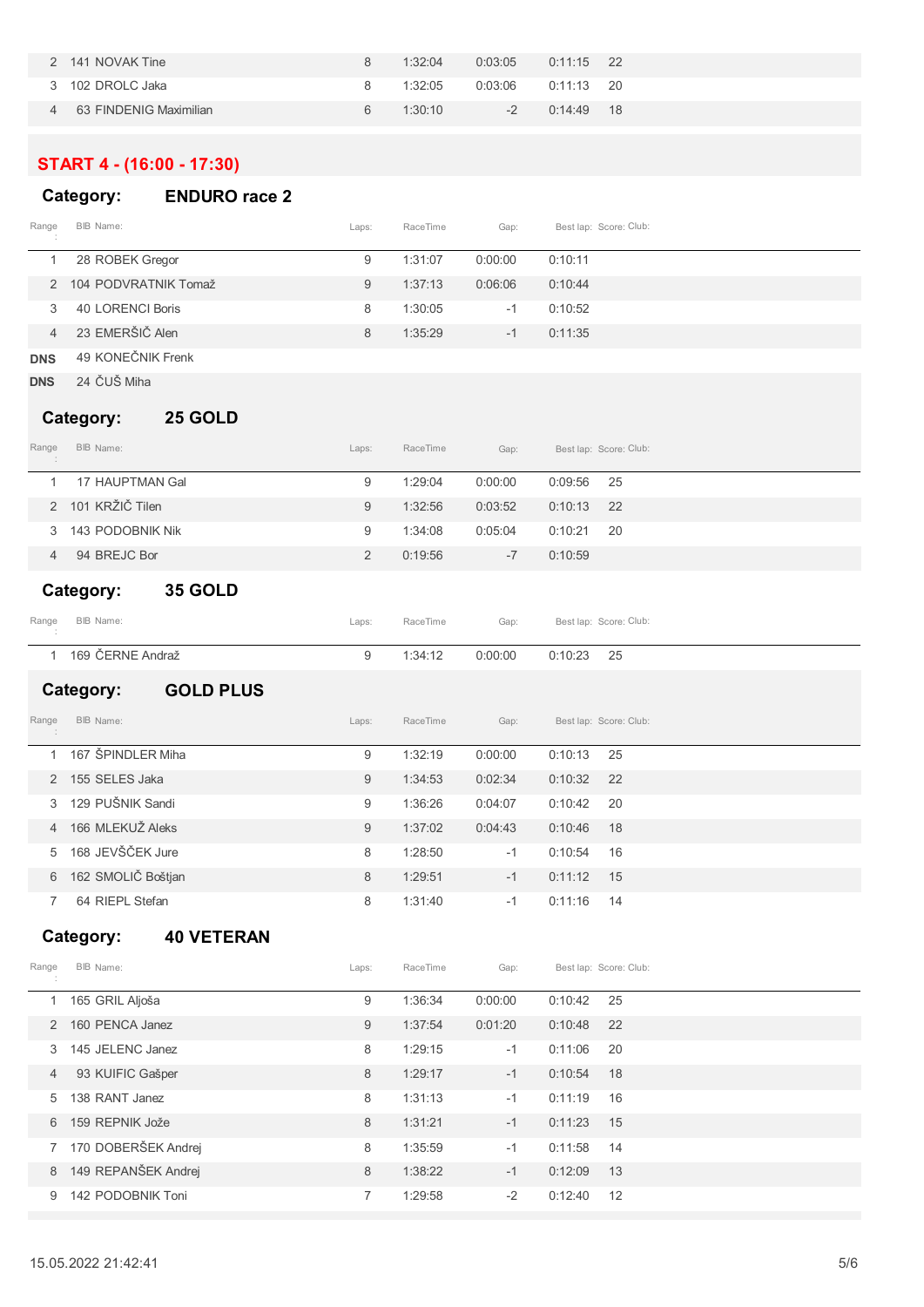| Range | BIB | Name: | Laps: | RaceTime | Gap: | Best lap: | Score: | Club: |
|---|---|---|---|---|---|---|---|---|
| 2 | 141 | NOVAK Tine | 8 | 1:32:04 | 0:03:05 | 0:11:15 | 22 | |
| 3 | 102 | DROLC Jaka | 8 | 1:32:05 | 0:03:06 | 0:11:13 | 20 | |
| 4 | 63 | FINDENIG Maximilian | 6 | 1:30:10 | -2 | 0:14:49 | 18 | |

## START 4 - (16:00 - 17:30)

### Category: ENDURO race 2

| Range | BIB | Name: | Laps: | RaceTime | Gap: | Best lap: | Score: | Club: |
|---|---|---|---|---|---|---|---|---|
| 1 | 28 | ROBEK Gregor | 9 | 1:31:07 | 0:00:00 | 0:10:11 | | |
| 2 | 104 | PODVRATNIK Tomaž | 9 | 1:37:13 | 0:06:06 | 0:10:44 | | |
| 3 | 40 | LORENCI Boris | 8 | 1:30:05 | -1 | 0:10:52 | | |
| 4 | 23 | EMERŠIČ Alen | 8 | 1:35:29 | -1 | 0:11:35 | | |
| DNS | 49 | KONEČNIK Frenk | | | | | | |
| DNS | 24 | ČUŠ Miha | | | | | | |

### Category: 25 GOLD

| Range | BIB | Name: | Laps: | RaceTime | Gap: | Best lap: | Score: | Club: |
|---|---|---|---|---|---|---|---|---|
| 1 | 17 | HAUPTMAN Gal | 9 | 1:29:04 | 0:00:00 | 0:09:56 | 25 | |
| 2 | 101 | KRŽIČ Tilen | 9 | 1:32:56 | 0:03:52 | 0:10:13 | 22 | |
| 3 | 143 | PODOBNIK Nik | 9 | 1:34:08 | 0:05:04 | 0:10:21 | 20 | |
| 4 | 94 | BREJC Bor | 2 | 0:19:56 | -7 | 0:10:59 | | |

### Category: 35 GOLD

| Range | BIB | Name: | Laps: | RaceTime | Gap: | Best lap: | Score: | Club: |
|---|---|---|---|---|---|---|---|---|
| 1 | 169 | ČERNE Andraž | 9 | 1:34:12 | 0:00:00 | 0:10:23 | 25 | |

### Category: GOLD PLUS

| Range | BIB | Name: | Laps: | RaceTime | Gap: | Best lap: | Score: | Club: |
|---|---|---|---|---|---|---|---|---|
| 1 | 167 | ŠPINDLER Miha | 9 | 1:32:19 | 0:00:00 | 0:10:13 | 25 | |
| 2 | 155 | SELES Jaka | 9 | 1:34:53 | 0:02:34 | 0:10:32 | 22 | |
| 3 | 129 | PUŠNIK Sandi | 9 | 1:36:26 | 0:04:07 | 0:10:42 | 20 | |
| 4 | 166 | MLEKUŽ Aleks | 9 | 1:37:02 | 0:04:43 | 0:10:46 | 18 | |
| 5 | 168 | JEVŠČEK Jure | 8 | 1:28:50 | -1 | 0:10:54 | 16 | |
| 6 | 162 | SMOLIČ Boštjan | 8 | 1:29:51 | -1 | 0:11:12 | 15 | |
| 7 | 64 | RIEPL Stefan | 8 | 1:31:40 | -1 | 0:11:16 | 14 | |

### Category: 40 VETERAN

| Range | BIB | Name: | Laps: | RaceTime | Gap: | Best lap: | Score: | Club: |
|---|---|---|---|---|---|---|---|---|
| 1 | 165 | GRIL Aljoša | 9 | 1:36:34 | 0:00:00 | 0:10:42 | 25 | |
| 2 | 160 | PENCA Janez | 9 | 1:37:54 | 0:01:20 | 0:10:48 | 22 | |
| 3 | 145 | JELENC Janez | 8 | 1:29:15 | -1 | 0:11:06 | 20 | |
| 4 | 93 | KUIFIC Gašper | 8 | 1:29:17 | -1 | 0:10:54 | 18 | |
| 5 | 138 | RANT Janez | 8 | 1:31:13 | -1 | 0:11:19 | 16 | |
| 6 | 159 | REPNIK Jože | 8 | 1:31:21 | -1 | 0:11:23 | 15 | |
| 7 | 170 | DOBERŠEK Andrej | 8 | 1:35:59 | -1 | 0:11:58 | 14 | |
| 8 | 149 | REPANŠEK Andrej | 8 | 1:38:22 | -1 | 0:12:09 | 13 | |
| 9 | 142 | PODOBNIK Toni | 7 | 1:29:58 | -2 | 0:12:40 | 12 | |

15.05.2022 21:42:41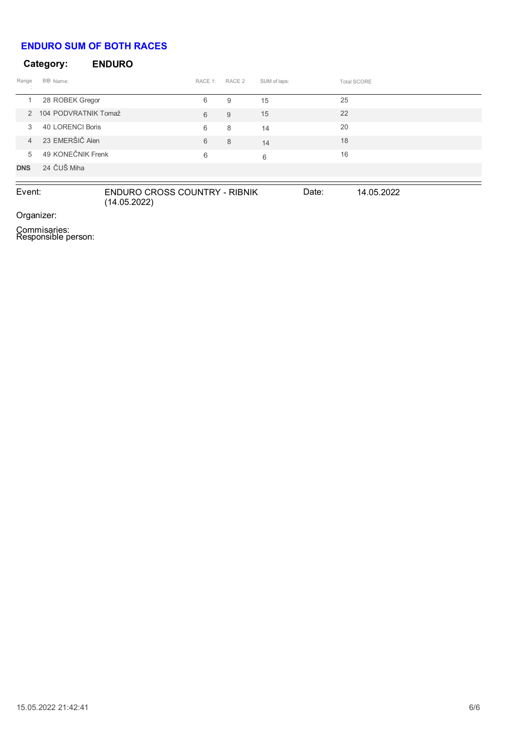## ENDURO SUM OF BOTH RACES

**Category:** **ENDURO**

| Range: | BIB | Name: | RACE 1: | RACE 2 | SUM of laps: | Total SCORE |
|---|---|---|---|---|---|---|
| 1 | 28 | ROBEK Gregor | 6 | 9 | 15 | 25 |
| 2 | 104 | PODVRATNIK Tomaž | 6 | 9 | 15 | 22 |
| 3 | 40 | LORENCI Boris | 6 | 8 | 14 | 20 |
| 4 | 23 | EMERŠIČ Alen | 6 | 8 | 14 | 18 |
| 5 | 49 | KONEČNIK Frenk | 6 | | 6 | 16 |
| **DNS** | 24 | ČUŠ Miha | | | | |

Event: ENDURO CROSS COUNTRY - RIBNIK (14.05.2022) Date: 14.05.2022

Organizer:

Commisaries:
Responsible person:

15.05.2022 21:42:41